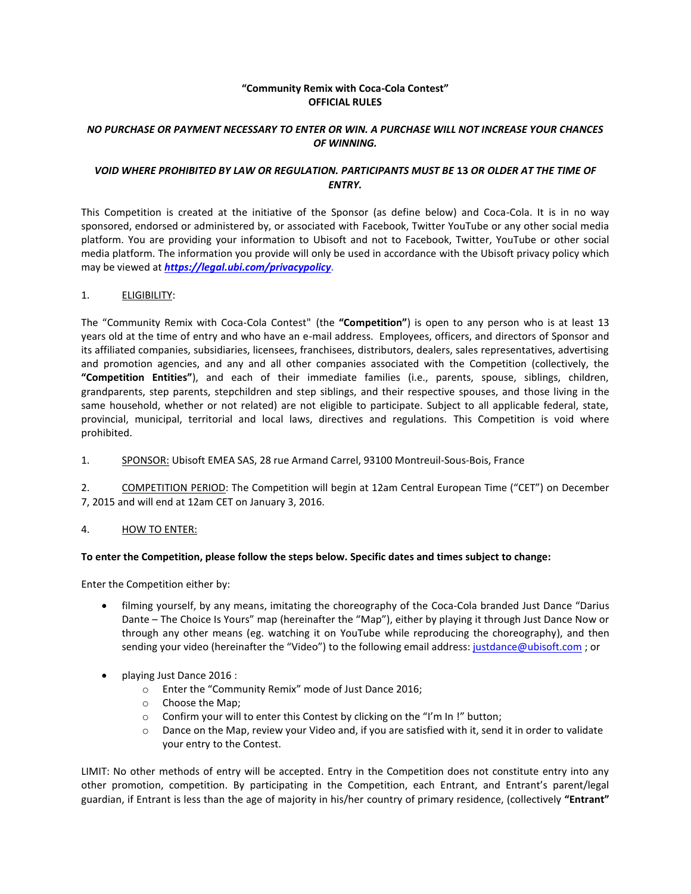**"Community Remix with Coca-Cola Contest"**
**OFFICIAL RULES**

***NO PURCHASE OR PAYMENT NECESSARY TO ENTER OR WIN. A PURCHASE WILL NOT INCREASE YOUR CHANCES OF WINNING.***

***VOID WHERE PROHIBITED BY LAW OR REGULATION. PARTICIPANTS MUST BE* 13 *OR OLDER AT THE TIME OF ENTRY.***

This Competition is created at the initiative of the Sponsor (as define below) and Coca-Cola. It is in no way sponsored, endorsed or administered by, or associated with Facebook, Twitter YouTube or any other social media platform. You are providing your information to Ubisoft and not to Facebook, Twitter, YouTube or other social media platform. The information you provide will only be used in accordance with the Ubisoft privacy policy which may be viewed at ***https://legal.ubi.com/privacypolicy***.

1. ELIGIBILITY:

The "Community Remix with Coca-Cola Contest" (the **"Competition"**) is open to any person who is at least 13 years old at the time of entry and who have an e-mail address. Employees, officers, and directors of Sponsor and its affiliated companies, subsidiaries, licensees, franchisees, distributors, dealers, sales representatives, advertising and promotion agencies, and any and all other companies associated with the Competition (collectively, the **"Competition Entities"**), and each of their immediate families (i.e., parents, spouse, siblings, children, grandparents, step parents, stepchildren and step siblings, and their respective spouses, and those living in the same household, whether or not related) are not eligible to participate. Subject to all applicable federal, state, provincial, municipal, territorial and local laws, directives and regulations. This Competition is void where prohibited.

1. SPONSOR: Ubisoft EMEA SAS, 28 rue Armand Carrel, 93100 Montreuil-Sous-Bois, France

2. COMPETITION PERIOD: The Competition will begin at 12am Central European Time ("CET") on December 7, 2015 and will end at 12am CET on January 3, 2016.

4. HOW TO ENTER:

**To enter the Competition, please follow the steps below. Specific dates and times subject to change:**

Enter the Competition either by:

- filming yourself, by any means, imitating the choreography of the Coca-Cola branded Just Dance "Darius Dante – The Choice Is Yours" map (hereinafter the "Map"), either by playing it through Just Dance Now or through any other means (eg. watching it on YouTube while reproducing the choreography), and then sending your video (hereinafter the "Video") to the following email address: justdance@ubisoft.com ; or

- playing Just Dance 2016 :
  - Enter the "Community Remix" mode of Just Dance 2016;
  - Choose the Map;
  - Confirm your will to enter this Contest by clicking on the "I'm In !" button;
  - Dance on the Map, review your Video and, if you are satisfied with it, send it in order to validate your entry to the Contest.

LIMIT: No other methods of entry will be accepted. Entry in the Competition does not constitute entry into any other promotion, competition. By participating in the Competition, each Entrant, and Entrant's parent/legal guardian, if Entrant is less than the age of majority in his/her country of primary residence, (collectively **"Entrant"**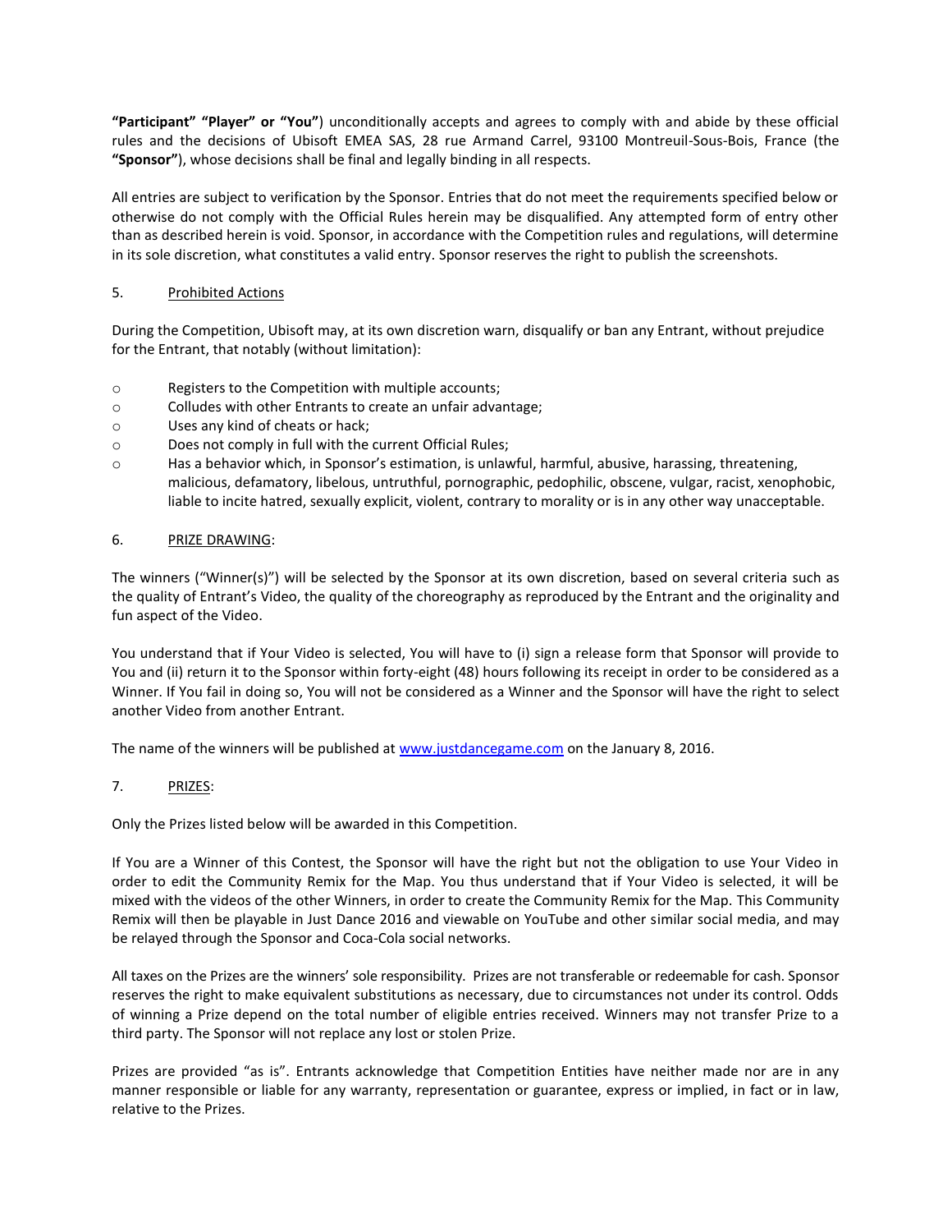**“Participant” “Player” or “You”**) unconditionally accepts and agrees to comply with and abide by these official rules and the decisions of Ubisoft EMEA SAS, 28 rue Armand Carrel, 93100 Montreuil-Sous-Bois, France (the **“Sponsor”**), whose decisions shall be final and legally binding in all respects.

All entries are subject to verification by the Sponsor. Entries that do not meet the requirements specified below or otherwise do not comply with the Official Rules herein may be disqualified. Any attempted form of entry other than as described herein is void. Sponsor, in accordance with the Competition rules and regulations, will determine in its sole discretion, what constitutes a valid entry. Sponsor reserves the right to publish the screenshots.

5. Prohibited Actions

During the Competition, Ubisoft may, at its own discretion warn, disqualify or ban any Entrant, without prejudice for the Entrant, that notably (without limitation):

- Registers to the Competition with multiple accounts;
- Colludes with other Entrants to create an unfair advantage;
- Uses any kind of cheats or hack;
- Does not comply in full with the current Official Rules;
- Has a behavior which, in Sponsor’s estimation, is unlawful, harmful, abusive, harassing, threatening, malicious, defamatory, libelous, untruthful, pornographic, pedophilic, obscene, vulgar, racist, xenophobic, liable to incite hatred, sexually explicit, violent, contrary to morality or is in any other way unacceptable.

6. PRIZE DRAWING:

The winners (“Winner(s)”) will be selected by the Sponsor at its own discretion, based on several criteria such as the quality of Entrant’s Video, the quality of the choreography as reproduced by the Entrant and the originality and fun aspect of the Video.

You understand that if Your Video is selected, You will have to (i) sign a release form that Sponsor will provide to You and (ii) return it to the Sponsor within forty-eight (48) hours following its receipt in order to be considered as a Winner. If You fail in doing so, You will not be considered as a Winner and the Sponsor will have the right to select another Video from another Entrant.

The name of the winners will be published at www.justdancegame.com on the January 8, 2016.

7. PRIZES:

Only the Prizes listed below will be awarded in this Competition.

If You are a Winner of this Contest, the Sponsor will have the right but not the obligation to use Your Video in order to edit the Community Remix for the Map. You thus understand that if Your Video is selected, it will be mixed with the videos of the other Winners, in order to create the Community Remix for the Map. This Community Remix will then be playable in Just Dance 2016 and viewable on YouTube and other similar social media, and may be relayed through the Sponsor and Coca-Cola social networks.

All taxes on the Prizes are the winners’ sole responsibility. Prizes are not transferable or redeemable for cash. Sponsor reserves the right to make equivalent substitutions as necessary, due to circumstances not under its control. Odds of winning a Prize depend on the total number of eligible entries received. Winners may not transfer Prize to a third party. The Sponsor will not replace any lost or stolen Prize.

Prizes are provided “as is”. Entrants acknowledge that Competition Entities have neither made nor are in any manner responsible or liable for any warranty, representation or guarantee, express or implied, in fact or in law, relative to the Prizes.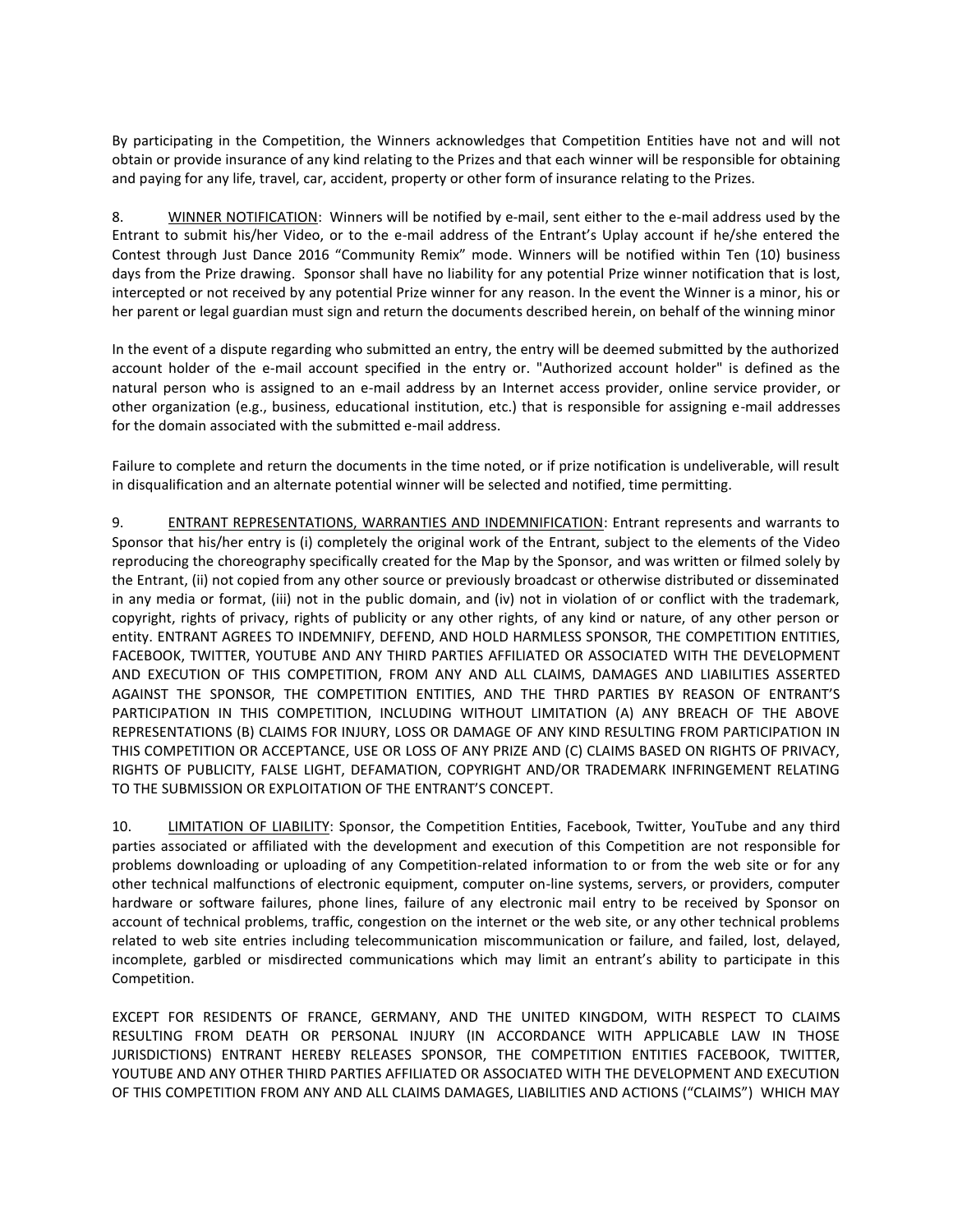By participating in the Competition, the Winners acknowledges that Competition Entities have not and will not obtain or provide insurance of any kind relating to the Prizes and that each winner will be responsible for obtaining and paying for any life, travel, car, accident, property or other form of insurance relating to the Prizes.

8. WINNER NOTIFICATION: Winners will be notified by e-mail, sent either to the e-mail address used by the Entrant to submit his/her Video, or to the e-mail address of the Entrant's Uplay account if he/she entered the Contest through Just Dance 2016 "Community Remix" mode. Winners will be notified within Ten (10) business days from the Prize drawing. Sponsor shall have no liability for any potential Prize winner notification that is lost, intercepted or not received by any potential Prize winner for any reason. In the event the Winner is a minor, his or her parent or legal guardian must sign and return the documents described herein, on behalf of the winning minor

In the event of a dispute regarding who submitted an entry, the entry will be deemed submitted by the authorized account holder of the e-mail account specified in the entry or. "Authorized account holder" is defined as the natural person who is assigned to an e-mail address by an Internet access provider, online service provider, or other organization (e.g., business, educational institution, etc.) that is responsible for assigning e-mail addresses for the domain associated with the submitted e-mail address.

Failure to complete and return the documents in the time noted, or if prize notification is undeliverable, will result in disqualification and an alternate potential winner will be selected and notified, time permitting.

9. ENTRANT REPRESENTATIONS, WARRANTIES AND INDEMNIFICATION: Entrant represents and warrants to Sponsor that his/her entry is (i) completely the original work of the Entrant, subject to the elements of the Video reproducing the choreography specifically created for the Map by the Sponsor, and was written or filmed solely by the Entrant, (ii) not copied from any other source or previously broadcast or otherwise distributed or disseminated in any media or format, (iii) not in the public domain, and (iv) not in violation of or conflict with the trademark, copyright, rights of privacy, rights of publicity or any other rights, of any kind or nature, of any other person or entity. ENTRANT AGREES TO INDEMNIFY, DEFEND, AND HOLD HARMLESS SPONSOR, THE COMPETITION ENTITIES, FACEBOOK, TWITTER, YOUTUBE AND ANY THIRD PARTIES AFFILIATED OR ASSOCIATED WITH THE DEVELOPMENT AND EXECUTION OF THIS COMPETITION, FROM ANY AND ALL CLAIMS, DAMAGES AND LIABILITIES ASSERTED AGAINST THE SPONSOR, THE COMPETITION ENTITIES, AND THE THRD PARTIES BY REASON OF ENTRANT'S PARTICIPATION IN THIS COMPETITION, INCLUDING WITHOUT LIMITATION (A) ANY BREACH OF THE ABOVE REPRESENTATIONS (B) CLAIMS FOR INJURY, LOSS OR DAMAGE OF ANY KIND RESULTING FROM PARTICIPATION IN THIS COMPETITION OR ACCEPTANCE, USE OR LOSS OF ANY PRIZE AND (C) CLAIMS BASED ON RIGHTS OF PRIVACY, RIGHTS OF PUBLICITY, FALSE LIGHT, DEFAMATION, COPYRIGHT AND/OR TRADEMARK INFRINGEMENT RELATING TO THE SUBMISSION OR EXPLOITATION OF THE ENTRANT'S CONCEPT.

10. LIMITATION OF LIABILITY: Sponsor, the Competition Entities, Facebook, Twitter, YouTube and any third parties associated or affiliated with the development and execution of this Competition are not responsible for problems downloading or uploading of any Competition-related information to or from the web site or for any other technical malfunctions of electronic equipment, computer on-line systems, servers, or providers, computer hardware or software failures, phone lines, failure of any electronic mail entry to be received by Sponsor on account of technical problems, traffic, congestion on the internet or the web site, or any other technical problems related to web site entries including telecommunication miscommunication or failure, and failed, lost, delayed, incomplete, garbled or misdirected communications which may limit an entrant's ability to participate in this Competition.

EXCEPT FOR RESIDENTS OF FRANCE, GERMANY, AND THE UNITED KINGDOM, WITH RESPECT TO CLAIMS RESULTING FROM DEATH OR PERSONAL INJURY (IN ACCORDANCE WITH APPLICABLE LAW IN THOSE JURISDICTIONS) ENTRANT HEREBY RELEASES SPONSOR, THE COMPETITION ENTITIES FACEBOOK, TWITTER, YOUTUBE AND ANY OTHER THIRD PARTIES AFFILIATED OR ASSOCIATED WITH THE DEVELOPMENT AND EXECUTION OF THIS COMPETITION FROM ANY AND ALL CLAIMS DAMAGES, LIABILITIES AND ACTIONS ("CLAIMS") WHICH MAY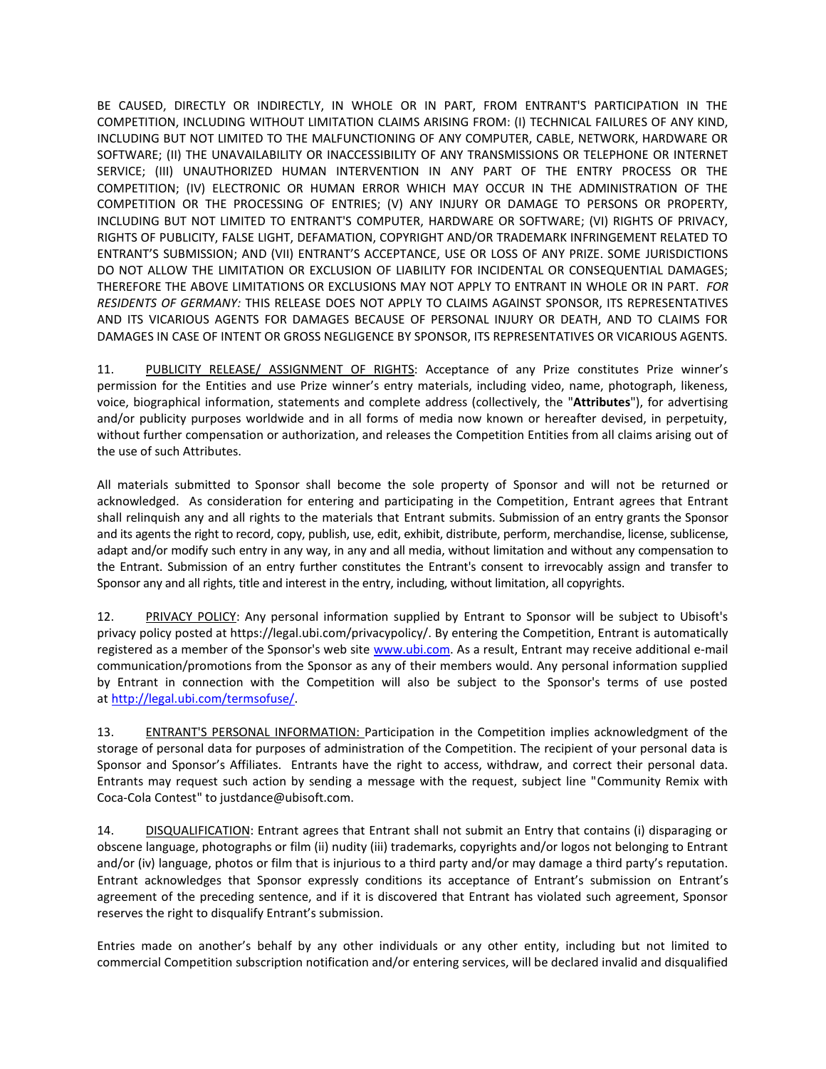BE CAUSED, DIRECTLY OR INDIRECTLY, IN WHOLE OR IN PART, FROM ENTRANT'S PARTICIPATION IN THE COMPETITION, INCLUDING WITHOUT LIMITATION CLAIMS ARISING FROM: (I) TECHNICAL FAILURES OF ANY KIND, INCLUDING BUT NOT LIMITED TO THE MALFUNCTIONING OF ANY COMPUTER, CABLE, NETWORK, HARDWARE OR SOFTWARE; (II) THE UNAVAILABILITY OR INACCESSIBILITY OF ANY TRANSMISSIONS OR TELEPHONE OR INTERNET SERVICE; (III) UNAUTHORIZED HUMAN INTERVENTION IN ANY PART OF THE ENTRY PROCESS OR THE COMPETITION; (IV) ELECTRONIC OR HUMAN ERROR WHICH MAY OCCUR IN THE ADMINISTRATION OF THE COMPETITION OR THE PROCESSING OF ENTRIES; (V) ANY INJURY OR DAMAGE TO PERSONS OR PROPERTY, INCLUDING BUT NOT LIMITED TO ENTRANT'S COMPUTER, HARDWARE OR SOFTWARE; (VI) RIGHTS OF PRIVACY, RIGHTS OF PUBLICITY, FALSE LIGHT, DEFAMATION, COPYRIGHT AND/OR TRADEMARK INFRINGEMENT RELATED TO ENTRANT'S SUBMISSION; AND (VII) ENTRANT'S ACCEPTANCE, USE OR LOSS OF ANY PRIZE. SOME JURISDICTIONS DO NOT ALLOW THE LIMITATION OR EXCLUSION OF LIABILITY FOR INCIDENTAL OR CONSEQUENTIAL DAMAGES; THEREFORE THE ABOVE LIMITATIONS OR EXCLUSIONS MAY NOT APPLY TO ENTRANT IN WHOLE OR IN PART. *FOR RESIDENTS OF GERMANY:* THIS RELEASE DOES NOT APPLY TO CLAIMS AGAINST SPONSOR, ITS REPRESENTATIVES AND ITS VICARIOUS AGENTS FOR DAMAGES BECAUSE OF PERSONAL INJURY OR DEATH, AND TO CLAIMS FOR DAMAGES IN CASE OF INTENT OR GROSS NEGLIGENCE BY SPONSOR, ITS REPRESENTATIVES OR VICARIOUS AGENTS.

11. PUBLICITY RELEASE/ ASSIGNMENT OF RIGHTS: Acceptance of any Prize constitutes Prize winner's permission for the Entities and use Prize winner's entry materials, including video, name, photograph, likeness, voice, biographical information, statements and complete address (collectively, the "**Attributes**"), for advertising and/or publicity purposes worldwide and in all forms of media now known or hereafter devised, in perpetuity, without further compensation or authorization, and releases the Competition Entities from all claims arising out of the use of such Attributes.

All materials submitted to Sponsor shall become the sole property of Sponsor and will not be returned or acknowledged. As consideration for entering and participating in the Competition, Entrant agrees that Entrant shall relinquish any and all rights to the materials that Entrant submits. Submission of an entry grants the Sponsor and its agents the right to record, copy, publish, use, edit, exhibit, distribute, perform, merchandise, license, sublicense, adapt and/or modify such entry in any way, in any and all media, without limitation and without any compensation to the Entrant. Submission of an entry further constitutes the Entrant's consent to irrevocably assign and transfer to Sponsor any and all rights, title and interest in the entry, including, without limitation, all copyrights.

12. PRIVACY POLICY: Any personal information supplied by Entrant to Sponsor will be subject to Ubisoft's privacy policy posted at https://legal.ubi.com/privacypolicy/. By entering the Competition, Entrant is automatically registered as a member of the Sponsor's web site [www.ubi.com](www.ubi.com). As a result, Entrant may receive additional e-mail communication/promotions from the Sponsor as any of their members would. Any personal information supplied by Entrant in connection with the Competition will also be subject to the Sponsor's terms of use posted at [http://legal.ubi.com/termsofuse/](http://legal.ubi.com/termsofuse/).

13. ENTRANT'S PERSONAL INFORMATION: Participation in the Competition implies acknowledgment of the storage of personal data for purposes of administration of the Competition. The recipient of your personal data is Sponsor and Sponsor's Affiliates. Entrants have the right to access, withdraw, and correct their personal data. Entrants may request such action by sending a message with the request, subject line "Community Remix with Coca-Cola Contest" to justdance@ubisoft.com.

14. DISQUALIFICATION: Entrant agrees that Entrant shall not submit an Entry that contains (i) disparaging or obscene language, photographs or film (ii) nudity (iii) trademarks, copyrights and/or logos not belonging to Entrant and/or (iv) language, photos or film that is injurious to a third party and/or may damage a third party's reputation. Entrant acknowledges that Sponsor expressly conditions its acceptance of Entrant's submission on Entrant's agreement of the preceding sentence, and if it is discovered that Entrant has violated such agreement, Sponsor reserves the right to disqualify Entrant's submission.

Entries made on another's behalf by any other individuals or any other entity, including but not limited to commercial Competition subscription notification and/or entering services, will be declared invalid and disqualified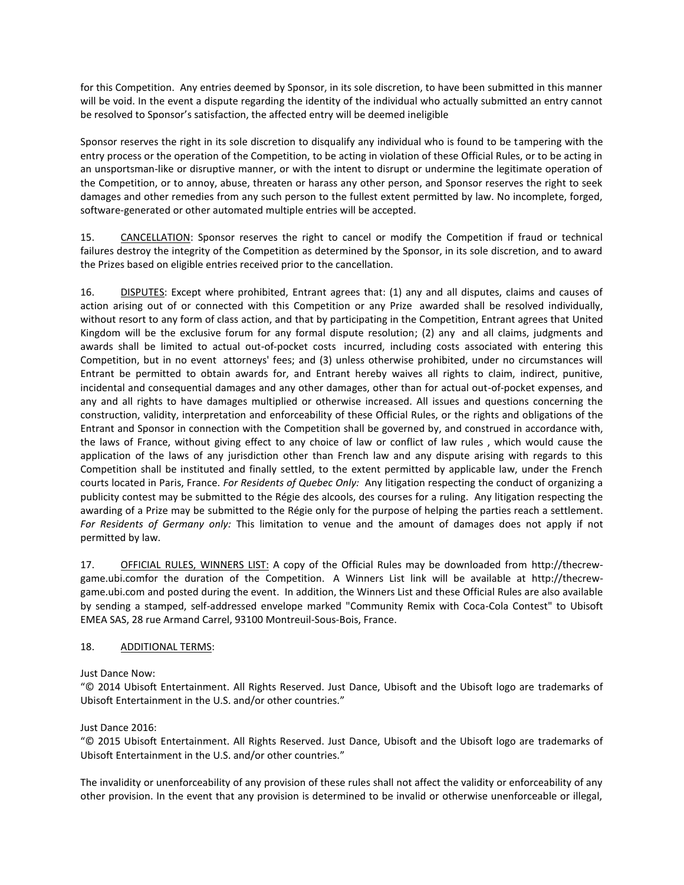for this Competition. Any entries deemed by Sponsor, in its sole discretion, to have been submitted in this manner will be void. In the event a dispute regarding the identity of the individual who actually submitted an entry cannot be resolved to Sponsor's satisfaction, the affected entry will be deemed ineligible

Sponsor reserves the right in its sole discretion to disqualify any individual who is found to be tampering with the entry process or the operation of the Competition, to be acting in violation of these Official Rules, or to be acting in an unsportsman-like or disruptive manner, or with the intent to disrupt or undermine the legitimate operation of the Competition, or to annoy, abuse, threaten or harass any other person, and Sponsor reserves the right to seek damages and other remedies from any such person to the fullest extent permitted by law. No incomplete, forged, software-generated or other automated multiple entries will be accepted.

15. CANCELLATION: Sponsor reserves the right to cancel or modify the Competition if fraud or technical failures destroy the integrity of the Competition as determined by the Sponsor, in its sole discretion, and to award the Prizes based on eligible entries received prior to the cancellation.

16. DISPUTES: Except where prohibited, Entrant agrees that: (1) any and all disputes, claims and causes of action arising out of or connected with this Competition or any Prize awarded shall be resolved individually, without resort to any form of class action, and that by participating in the Competition, Entrant agrees that United Kingdom will be the exclusive forum for any formal dispute resolution; (2) any and all claims, judgments and awards shall be limited to actual out-of-pocket costs incurred, including costs associated with entering this Competition, but in no event attorneys' fees; and (3) unless otherwise prohibited, under no circumstances will Entrant be permitted to obtain awards for, and Entrant hereby waives all rights to claim, indirect, punitive, incidental and consequential damages and any other damages, other than for actual out-of-pocket expenses, and any and all rights to have damages multiplied or otherwise increased. All issues and questions concerning the construction, validity, interpretation and enforceability of these Official Rules, or the rights and obligations of the Entrant and Sponsor in connection with the Competition shall be governed by, and construed in accordance with, the laws of France, without giving effect to any choice of law or conflict of law rules , which would cause the application of the laws of any jurisdiction other than French law and any dispute arising with regards to this Competition shall be instituted and finally settled, to the extent permitted by applicable law, under the French courts located in Paris, France. *For Residents of Quebec Only:* Any litigation respecting the conduct of organizing a publicity contest may be submitted to the Régie des alcools, des courses for a ruling. Any litigation respecting the awarding of a Prize may be submitted to the Régie only for the purpose of helping the parties reach a settlement. *For Residents of Germany only:* This limitation to venue and the amount of damages does not apply if not permitted by law.

17. OFFICIAL RULES, WINNERS LIST: A copy of the Official Rules may be downloaded from http://thecrew-game.ubi.comfor the duration of the Competition. A Winners List link will be available at http://thecrew-game.ubi.com and posted during the event. In addition, the Winners List and these Official Rules are also available by sending a stamped, self-addressed envelope marked "Community Remix with Coca-Cola Contest" to Ubisoft EMEA SAS, 28 rue Armand Carrel, 93100 Montreuil-Sous-Bois, France.

18. ADDITIONAL TERMS:

Just Dance Now:
"© 2014 Ubisoft Entertainment. All Rights Reserved. Just Dance, Ubisoft and the Ubisoft logo are trademarks of Ubisoft Entertainment in the U.S. and/or other countries."

Just Dance 2016:
"© 2015 Ubisoft Entertainment. All Rights Reserved. Just Dance, Ubisoft and the Ubisoft logo are trademarks of Ubisoft Entertainment in the U.S. and/or other countries."

The invalidity or unenforceability of any provision of these rules shall not affect the validity or enforceability of any other provision. In the event that any provision is determined to be invalid or otherwise unenforceable or illegal,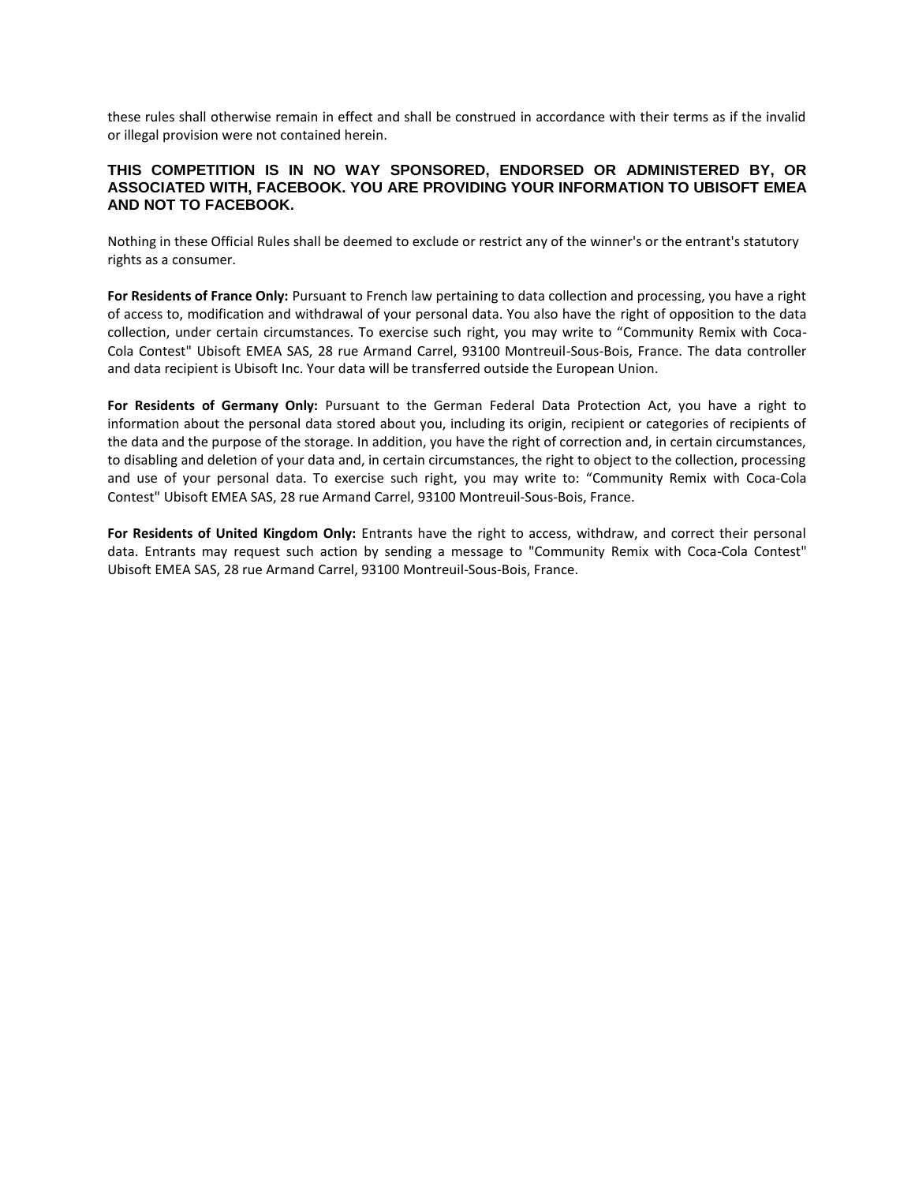these rules shall otherwise remain in effect and shall be construed in accordance with their terms as if the invalid or illegal provision were not contained herein.

**THIS COMPETITION IS IN NO WAY SPONSORED, ENDORSED OR ADMINISTERED BY, OR ASSOCIATED WITH, FACEBOOK. YOU ARE PROVIDING YOUR INFORMATION TO UBISOFT EMEA AND NOT TO FACEBOOK.**

Nothing in these Official Rules shall be deemed to exclude or restrict any of the winner's or the entrant's statutory rights as a consumer.

**For Residents of France Only:** Pursuant to French law pertaining to data collection and processing, you have a right of access to, modification and withdrawal of your personal data. You also have the right of opposition to the data collection, under certain circumstances. To exercise such right, you may write to "Community Remix with Coca-Cola Contest" Ubisoft EMEA SAS, 28 rue Armand Carrel, 93100 Montreuil-Sous-Bois, France. The data controller and data recipient is Ubisoft Inc. Your data will be transferred outside the European Union.

**For Residents of Germany Only:** Pursuant to the German Federal Data Protection Act, you have a right to information about the personal data stored about you, including its origin, recipient or categories of recipients of the data and the purpose of the storage. In addition, you have the right of correction and, in certain circumstances, to disabling and deletion of your data and, in certain circumstances, the right to object to the collection, processing and use of your personal data. To exercise such right, you may write to: "Community Remix with Coca-Cola Contest" Ubisoft EMEA SAS, 28 rue Armand Carrel, 93100 Montreuil-Sous-Bois, France.

**For Residents of United Kingdom Only:** Entrants have the right to access, withdraw, and correct their personal data. Entrants may request such action by sending a message to "Community Remix with Coca-Cola Contest" Ubisoft EMEA SAS, 28 rue Armand Carrel, 93100 Montreuil-Sous-Bois, France.